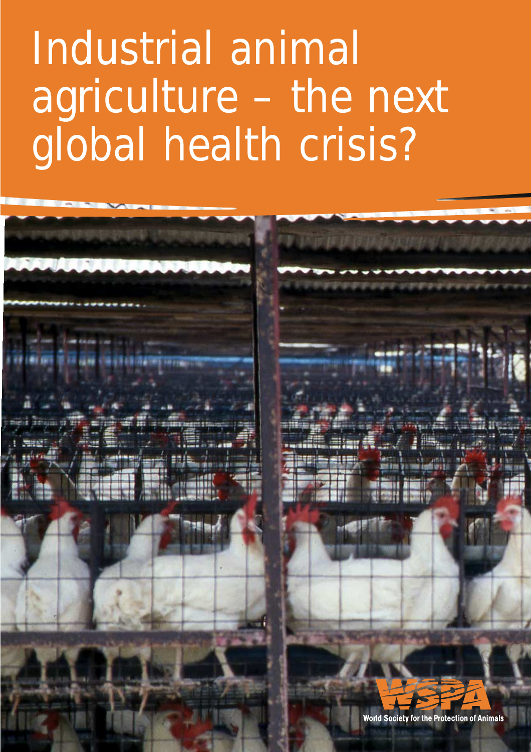# Industrial animal agriculture – the next global health crisis?

WSPA

World Society for the Protection of Animals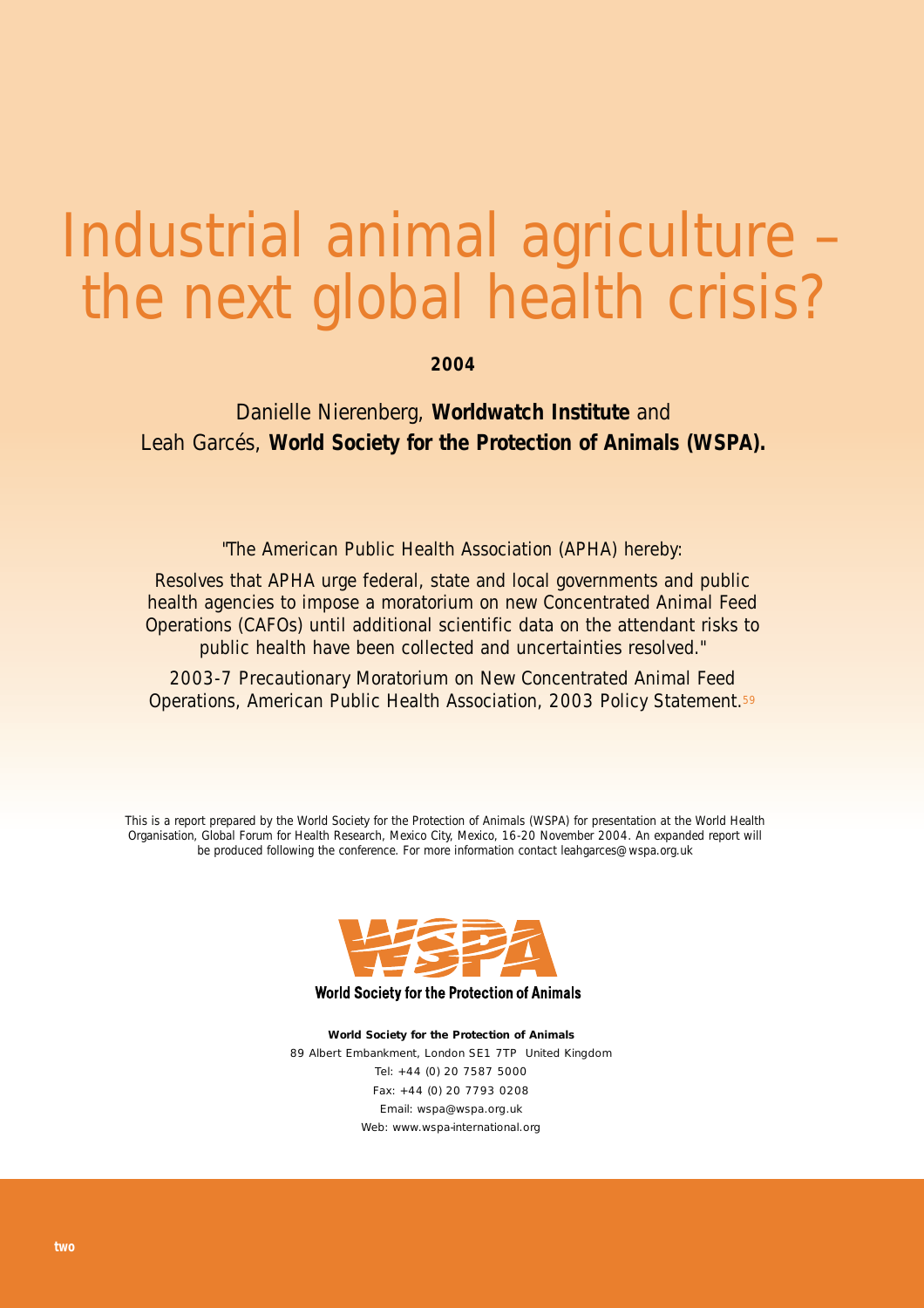# Industrial animal agriculture – the next global health crisis?

**2004**

Danielle Nierenberg, **Worldwatch Institute** and
Leah Garcés, **World Society for the Protection of Animals (WSPA).**

"The American Public Health Association (APHA) hereby:

Resolves that APHA urge federal, state and local governments and public health agencies to impose a moratorium on new Concentrated Animal Feed Operations (CAFOs) until additional scientific data on the attendant risks to public health have been collected and uncertainties resolved."

2003-7 Precautionary Moratorium on New Concentrated Animal Feed Operations, American Public Health Association, 2003 Policy Statement.[59]

This is a report prepared by the World Society for the Protection of Animals (WSPA) for presentation at the World Health Organisation, Global Forum for Health Research, Mexico City, Mexico, 16-20 November 2004. An expanded report will be produced following the conference. For more information contact leahgarces@wspa.org.uk

World Society for the Protection of Animals

**World Society for the Protection of Animals**
89 Albert Embankment, London SE1 7TP United Kingdom
Tel: +44 (0) 20 7587 5000
Fax: +44 (0) 20 7793 0208
Email: wspa@wspa.org.uk
Web: www.wspa-international.org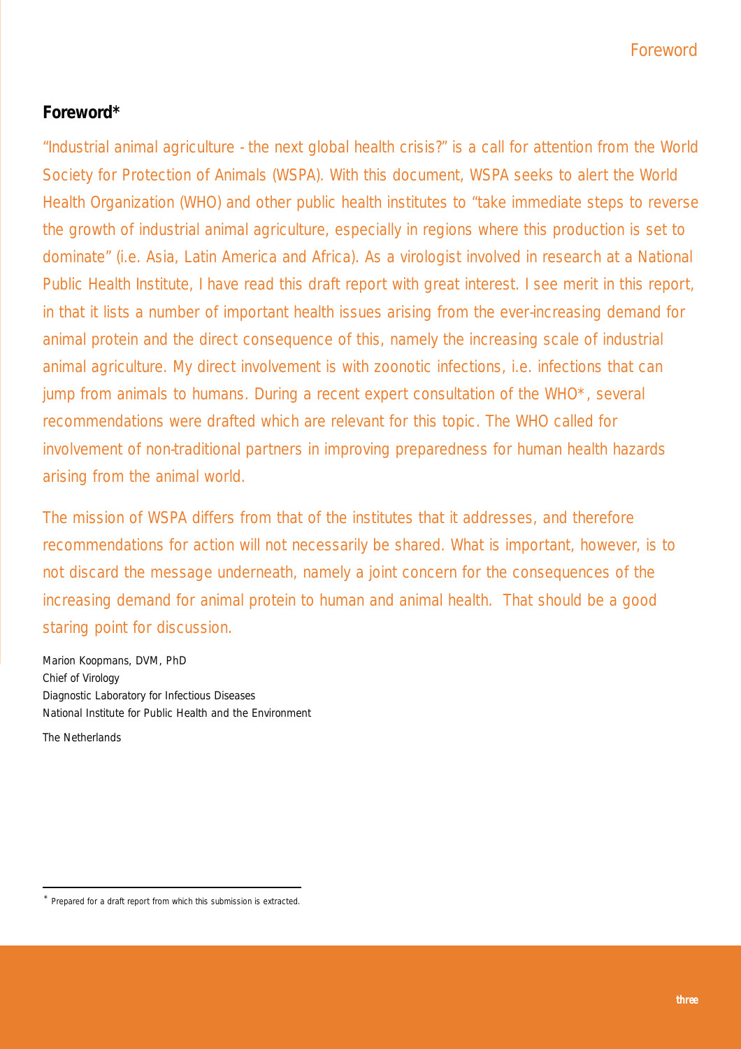## Foreword*

"Industrial animal agriculture - the next global health crisis?" is a call for attention from the World Society for Protection of Animals (WSPA). With this document, WSPA seeks to alert the World Health Organization (WHO) and other public health institutes to "take immediate steps to reverse the growth of industrial animal agriculture, especially in regions where this production is set to dominate" (i.e. Asia, Latin America and Africa). As a virologist involved in research at a National Public Health Institute, I have read this draft report with great interest. I see merit in this report, in that it lists a number of important health issues arising from the ever-increasing demand for animal protein and the direct consequence of this, namely the increasing scale of industrial animal agriculture. My direct involvement is with zoonotic infections, i.e. infections that can jump from animals to humans. During a recent expert consultation of the WHO*, several recommendations were drafted which are relevant for this topic. The WHO called for involvement of non-traditional partners in improving preparedness for human health hazards arising from the animal world.

The mission of WSPA differs from that of the institutes that it addresses, and therefore recommendations for action will not necessarily be shared. What is important, however, is to not discard the message underneath, namely a joint concern for the consequences of the increasing demand for animal protein to human and animal health. That should be a good staring point for discussion.

Marion Koopmans, DVM, PhD
Chief of Virology
Diagnostic Laboratory for Infectious Diseases
National Institute for Public Health and the Environment

The Netherlands

---

* Prepared for a draft report from which this submission is extracted.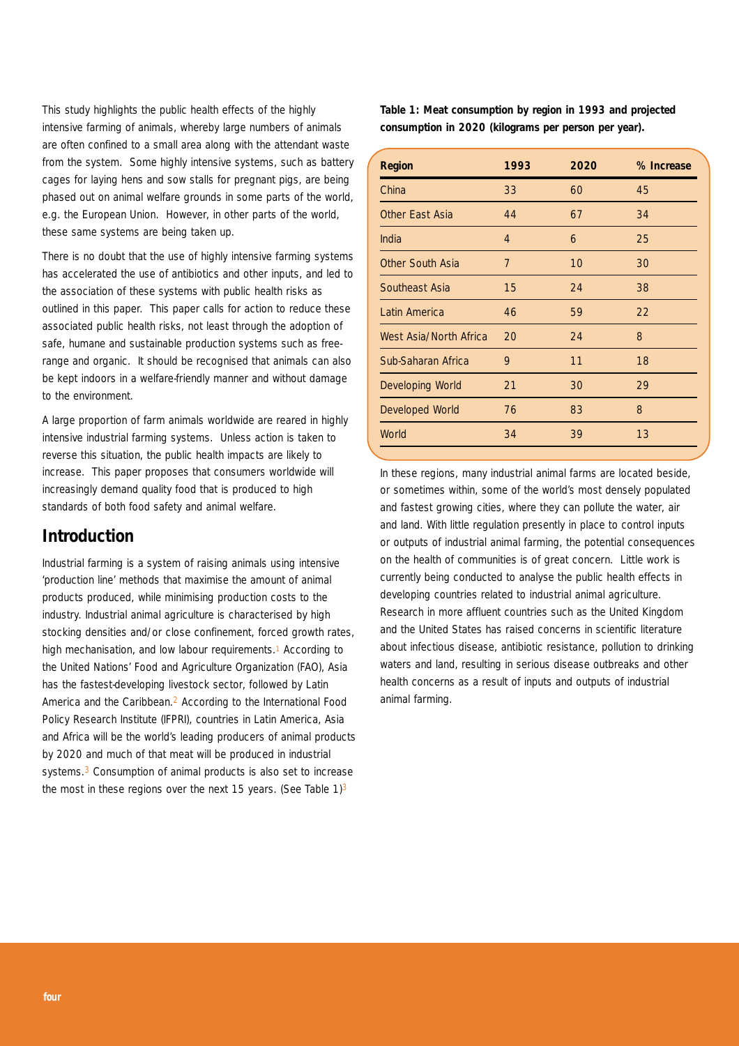This study highlights the public health effects of the highly intensive farming of animals, whereby large numbers of animals are often confined to a small area along with the attendant waste from the system. Some highly intensive systems, such as battery cages for laying hens and sow stalls for pregnant pigs, are being phased out on animal welfare grounds in some parts of the world, e.g. the European Union. However, in other parts of the world, these same systems are being taken up.

There is no doubt that the use of highly intensive farming systems has accelerated the use of antibiotics and other inputs, and led to the association of these systems with public health risks as outlined in this paper. This paper calls for action to reduce these associated public health risks, not least through the adoption of safe, humane and sustainable production systems such as free-range and organic. It should be recognised that animals can also be kept indoors in a welfare-friendly manner and without damage to the environment.

A large proportion of farm animals worldwide are reared in highly intensive industrial farming systems. Unless action is taken to reverse this situation, the public health impacts are likely to increase. This paper proposes that consumers worldwide will increasingly demand quality food that is produced to high standards of both food safety and animal welfare.

## Introduction

Industrial farming is a system of raising animals using intensive 'production line' methods that maximise the amount of animal products produced, while minimising production costs to the industry. Industrial animal agriculture is characterised by high stocking densities and/or close confinement, forced growth rates, high mechanisation, and low labour requirements.[1] According to the United Nations' Food and Agriculture Organization (FAO), Asia has the fastest-developing livestock sector, followed by Latin America and the Caribbean.[2] According to the International Food Policy Research Institute (IFPRI), countries in Latin America, Asia and Africa will be the world's leading producers of animal products by 2020 and much of that meat will be produced in industrial systems.[3] Consumption of animal products is also set to increase the most in these regions over the next 15 years. (See Table 1)[3]

**Table 1: Meat consumption by region in 1993 and projected consumption in 2020 (kilograms per person per year).**

| Region | 1993 | 2020 | % Increase |
|---|---|---|---|
| China | 33 | 60 | 45 |
| Other East Asia | 44 | 67 | 34 |
| India | 4 | 6 | 25 |
| Other South Asia | 7 | 10 | 30 |
| Southeast Asia | 15 | 24 | 38 |
| Latin America | 46 | 59 | 22 |
| West Asia/North Africa | 20 | 24 | 8 |
| Sub-Saharan Africa | 9 | 11 | 18 |
| Developing World | 21 | 30 | 29 |
| Developed World | 76 | 83 | 8 |
| World | 34 | 39 | 13 |

In these regions, many industrial animal farms are located beside, or sometimes within, some of the world's most densely populated and fastest growing cities, where they can pollute the water, air and land. With little regulation presently in place to control inputs or outputs of industrial animal farming, the potential consequences on the health of communities is of great concern. Little work is currently being conducted to analyse the public health effects in developing countries related to industrial animal agriculture. Research in more affluent countries such as the United Kingdom and the United States has raised concerns in scientific literature about infectious disease, antibiotic resistance, pollution to drinking waters and land, resulting in serious disease outbreaks and other health concerns as a result of inputs and outputs of industrial animal farming.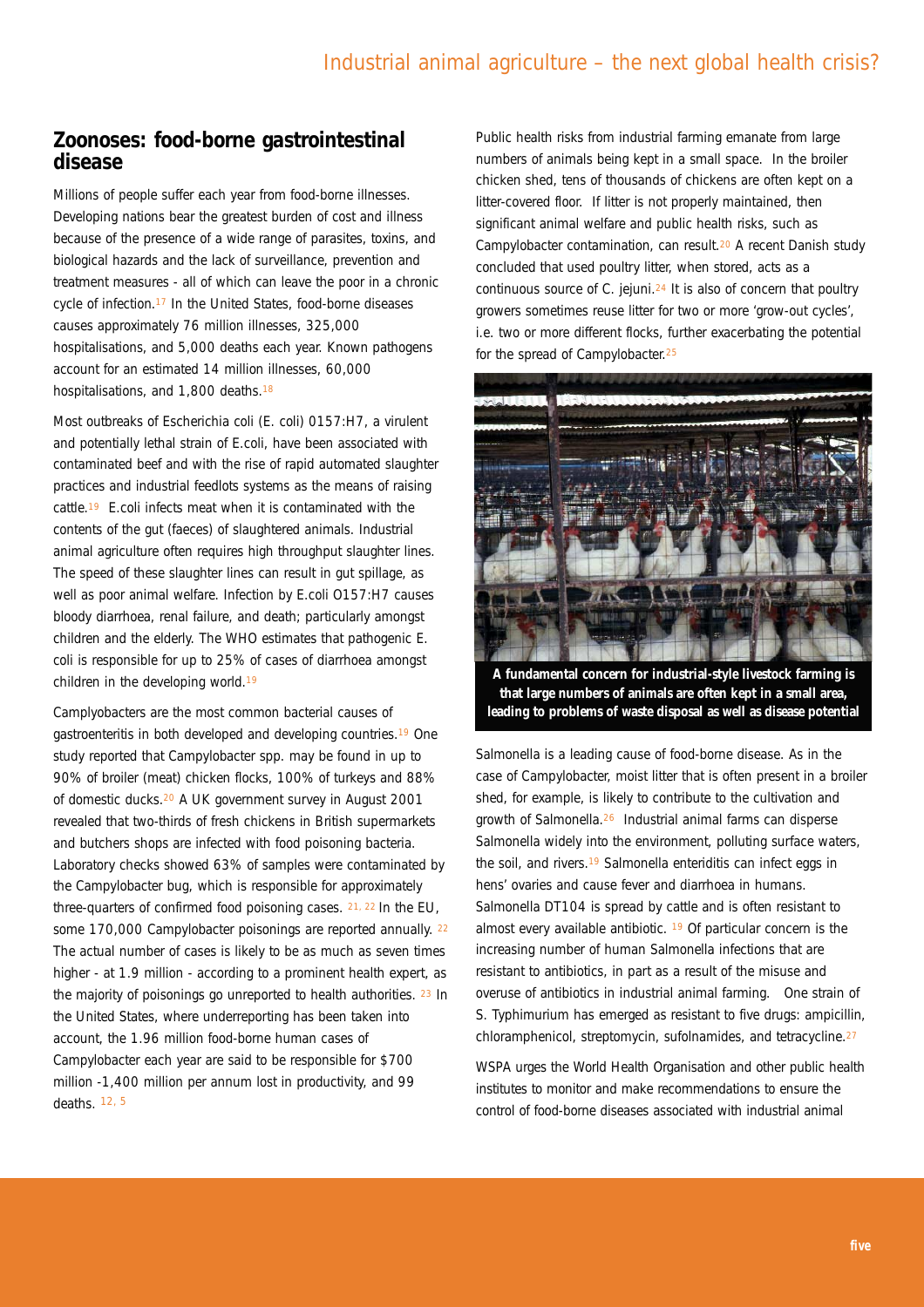## Zoonoses: food-borne gastrointestinal disease

Millions of people suffer each year from food-borne illnesses. Developing nations bear the greatest burden of cost and illness because of the presence of a wide range of parasites, toxins, and biological hazards and the lack of surveillance, prevention and treatment measures - all of which can leave the poor in a chronic cycle of infection.[17] In the United States, food-borne diseases causes approximately 76 million illnesses, 325,000 hospitalisations, and 5,000 deaths each year. Known pathogens account for an estimated 14 million illnesses, 60,000 hospitalisations, and 1,800 deaths.[18]

Most outbreaks of Escherichia coli (E. coli) 0157:H7, a virulent and potentially lethal strain of E.coli, have been associated with contaminated beef and with the rise of rapid automated slaughter practices and industrial feedlots systems as the means of raising cattle.[19] E.coli infects meat when it is contaminated with the contents of the gut (faeces) of slaughtered animals. Industrial animal agriculture often requires high throughput slaughter lines. The speed of these slaughter lines can result in gut spillage, as well as poor animal welfare. Infection by E.coli O157:H7 causes bloody diarrhoea, renal failure, and death; particularly amongst children and the elderly. The WHO estimates that pathogenic E. coli is responsible for up to 25% of cases of diarrhoea amongst children in the developing world.[19]

Camplyobacters are the most common bacterial causes of gastroenteritis in both developed and developing countries.[19] One study reported that Campylobacter spp. may be found in up to 90% of broiler (meat) chicken flocks, 100% of turkeys and 88% of domestic ducks.[20] A UK government survey in August 2001 revealed that two-thirds of fresh chickens in British supermarkets and butchers shops are infected with food poisoning bacteria. Laboratory checks showed 63% of samples were contaminated by the Campylobacter bug, which is responsible for approximately three-quarters of confirmed food poisoning cases. [21, 22] In the EU, some 170,000 Campylobacter poisonings are reported annually. [22] The actual number of cases is likely to be as much as seven times higher - at 1.9 million - according to a prominent health expert, as the majority of poisonings go unreported to health authorities. [23] In the United States, where underreporting has been taken into account, the 1.96 million food-borne human cases of Campylobacter each year are said to be responsible for $700 million -1,400 million per annum lost in productivity, and 99 deaths. [12, 5]

Public health risks from industrial farming emanate from large numbers of animals being kept in a small space. In the broiler chicken shed, tens of thousands of chickens are often kept on a litter-covered floor. If litter is not properly maintained, then significant animal welfare and public health risks, such as Campylobacter contamination, can result.[20] A recent Danish study concluded that used poultry litter, when stored, acts as a continuous source of C. jejuni.[24] It is also of concern that poultry growers sometimes reuse litter for two or more 'grow-out cycles', i.e. two or more different flocks, further exacerbating the potential for the spread of Campylobacter.[25]

**A fundamental concern for industrial-style livestock farming is that large numbers of animals are often kept in a small area, leading to problems of waste disposal as well as disease potential**

Salmonella is a leading cause of food-borne disease. As in the case of Campylobacter, moist litter that is often present in a broiler shed, for example, is likely to contribute to the cultivation and growth of Salmonella.[26] Industrial animal farms can disperse Salmonella widely into the environment, polluting surface waters, the soil, and rivers.[19] Salmonella enteriditis can infect eggs in hens' ovaries and cause fever and diarrhoea in humans. Salmonella DT104 is spread by cattle and is often resistant to almost every available antibiotic. [19] Of particular concern is the increasing number of human Salmonella infections that are resistant to antibiotics, in part as a result of the misuse and overuse of antibiotics in industrial animal farming. One strain of S. Typhimurium has emerged as resistant to five drugs: ampicillin, chloramphenicol, streptomycin, sufolnamides, and tetracycline.[27]

WSPA urges the World Health Organisation and other public health institutes to monitor and make recommendations to ensure the control of food-borne diseases associated with industrial animal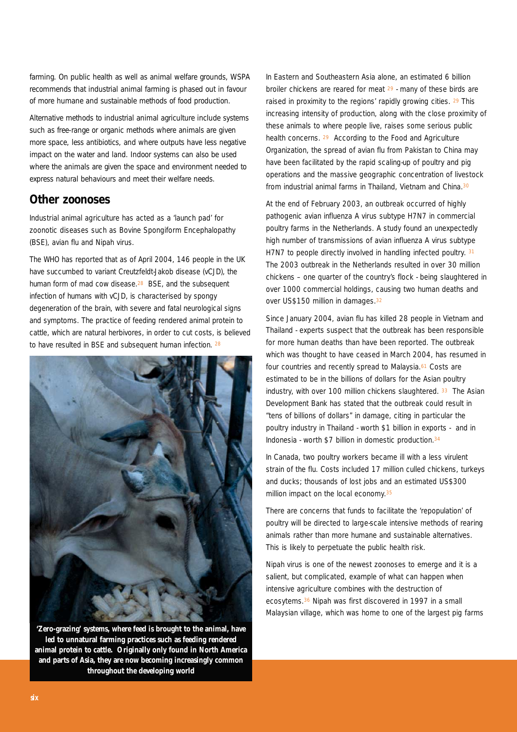farming. On public health as well as animal welfare grounds, WSPA recommends that industrial animal farming is phased out in favour of more humane and sustainable methods of food production.

Alternative methods to industrial animal agriculture include systems such as free-range or organic methods where animals are given more space, less antibiotics, and where outputs have less negative impact on the water and land. Indoor systems can also be used where the animals are given the space and environment needed to express natural behaviours and meet their welfare needs.

## Other zoonoses

Industrial animal agriculture has acted as a 'launch pad' for zoonotic diseases such as Bovine Spongiform Encephalopathy (BSE), avian flu and Nipah virus.

The WHO has reported that as of April 2004, 146 people in the UK have succumbed to variant Creutzfeldt-Jakob disease (vCJD), the human form of mad cow disease.[28] BSE, and the subsequent infection of humans with vCJD, is characterised by spongy degeneration of the brain, with severe and fatal neurological signs and symptoms. The practice of feeding rendered animal protein to cattle, which are natural herbivores, in order to cut costs, is believed to have resulted in BSE and subsequent human infection.[28]

**'Zero-grazing' systems, where feed is brought to the animal, have led to unnatural farming practices such as feeding rendered animal protein to cattle. Originally only found in North America and parts of Asia, they are now becoming increasingly common throughout the developing world**

In Eastern and Southeastern Asia alone, an estimated 6 billion broiler chickens are reared for meat[29] - many of these birds are raised in proximity to the regions' rapidly growing cities.[29] This increasing intensity of production, along with the close proximity of these animals to where people live, raises some serious public health concerns.[29] According to the Food and Agriculture Organization, the spread of avian flu from Pakistan to China may have been facilitated by the rapid scaling-up of poultry and pig operations and the massive geographic concentration of livestock from industrial animal farms in Thailand, Vietnam and China.[30]

At the end of February 2003, an outbreak occurred of highly pathogenic avian influenza A virus subtype H7N7 in commercial poultry farms in the Netherlands. A study found an unexpectedly high number of transmissions of avian influenza A virus subtype H7N7 to people directly involved in handling infected poultry.[31] The 2003 outbreak in the Netherlands resulted in over 30 million chickens – one quarter of the country's flock - being slaughtered in over 1000 commercial holdings, causing two human deaths and over US$150 million in damages.[32]

Since January 2004, avian flu has killed 28 people in Vietnam and Thailand - experts suspect that the outbreak has been responsible for more human deaths than have been reported. The outbreak which was thought to have ceased in March 2004, has resumed in four countries and recently spread to Malaysia.[61] Costs are estimated to be in the billions of dollars for the Asian poultry industry, with over 100 million chickens slaughtered.[33] The Asian Development Bank has stated that the outbreak could result in "tens of billions of dollars" in damage, citing in particular the poultry industry in Thailand - worth $1 billion in exports - and in Indonesia - worth $7 billion in domestic production.[34]

In Canada, two poultry workers became ill with a less virulent strain of the flu. Costs included 17 million culled chickens, turkeys and ducks; thousands of lost jobs and an estimated US$300 million impact on the local economy.[35]

There are concerns that funds to facilitate the 'repopulation' of poultry will be directed to large-scale intensive methods of rearing animals rather than more humane and sustainable alternatives. This is likely to perpetuate the public health risk.

Nipah virus is one of the newest zoonoses to emerge and it is a salient, but complicated, example of what can happen when intensive agriculture combines with the destruction of ecosytems.[36] Nipah was first discovered in 1997 in a small Malaysian village, which was home to one of the largest pig farms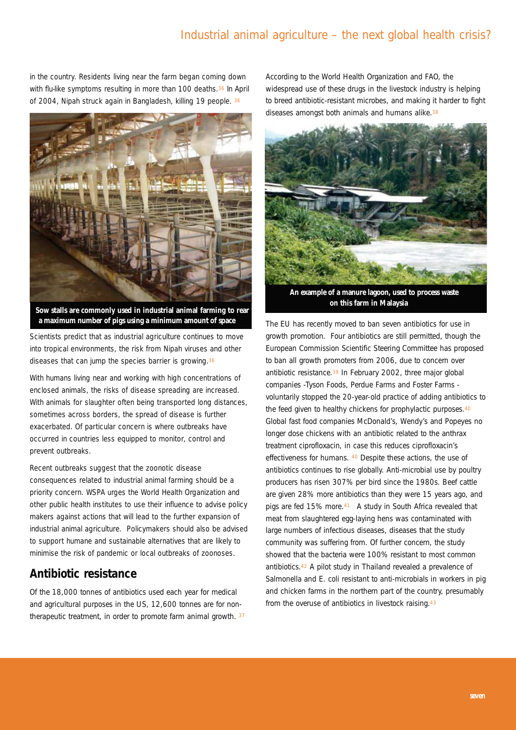in the country. Residents living near the farm began coming down with flu-like symptoms resulting in more than 100 deaths.[36] In April of 2004, Nipah struck again in Bangladesh, killing 19 people. [36]

**Sow stalls are commonly used in industrial animal farming to rear a maximum number of pigs using a minimum amount of space**

Scientists predict that as industrial agriculture continues to move into tropical environments, the risk from Nipah viruses and other diseases that can jump the species barrier is growing.[36]

With humans living near and working with high concentrations of enclosed animals, the risks of disease spreading are increased. With animals for slaughter often being transported long distances, sometimes across borders, the spread of disease is further exacerbated. Of particular concern is where outbreaks have occurred in countries less equipped to monitor, control and prevent outbreaks.

Recent outbreaks suggest that the zoonotic disease consequences related to industrial animal farming should be a priority concern. WSPA urges the World Health Organization and other public health institutes to use their influence to advise policy makers against actions that will lead to the further expansion of industrial animal agriculture. Policymakers should also be advised to support humane and sustainable alternatives that are likely to minimise the risk of pandemic or local outbreaks of zoonoses.

## Antibiotic resistance

Of the 18,000 tonnes of antibiotics used each year for medical and agricultural purposes in the US, 12,600 tonnes are for non-therapeutic treatment, in order to promote farm animal growth. [37] According to the World Health Organization and FAO, the widespread use of these drugs in the livestock industry is helping to breed antibiotic-resistant microbes, and making it harder to fight diseases amongst both animals and humans alike.[38]

**An example of a manure lagoon, used to process waste on this farm in Malaysia**

The EU has recently moved to ban seven antibiotics for use in growth promotion. Four antibiotics are still permitted, though the European Commission Scientific Steering Committee has proposed to ban all growth promoters from 2006, due to concern over antibiotic resistance.[39] In February 2002, three major global companies -Tyson Foods, Perdue Farms and Foster Farms - voluntarily stopped the 20-year-old practice of adding antibiotics to the feed given to healthy chickens for prophylactic purposes.[40] Global fast food companies McDonald's, Wendy's and Popeyes no longer dose chickens with an antibiotic related to the anthrax treatment ciprofloxacin, in case this reduces ciprofloxacin's effectiveness for humans. [40] Despite these actions, the use of antibiotics continues to rise globally. Anti-microbial use by poultry producers has risen 307% per bird since the 1980s. Beef cattle are given 28% more antibiotics than they were 15 years ago, and pigs are fed 15% more.[41] A study in South Africa revealed that meat from slaughtered egg-laying hens was contaminated with large numbers of infectious diseases, diseases that the study community was suffering from. Of further concern, the study showed that the bacteria were 100% resistant to most common antibiotics.[42] A pilot study in Thailand revealed a prevalence of Salmonella and E. coli resistant to anti-microbials in workers in pig and chicken farms in the northern part of the country, presumably from the overuse of antibiotics in livestock raising.[43]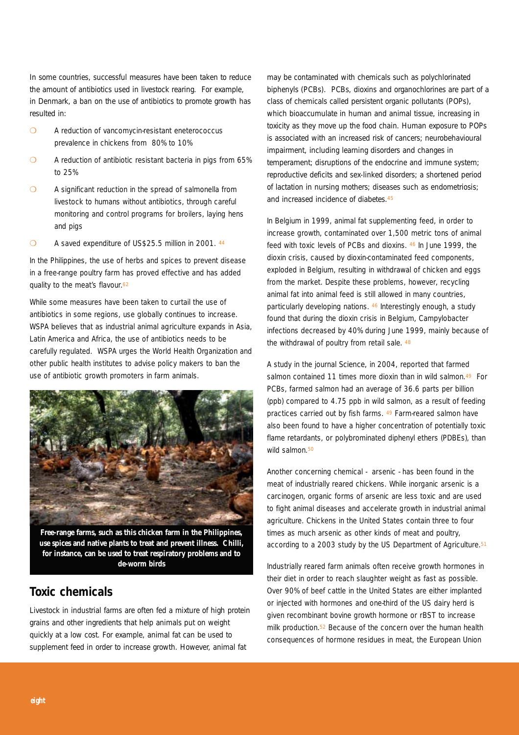In some countries, successful measures have been taken to reduce the amount of antibiotics used in livestock rearing. For example, in Denmark, a ban on the use of antibiotics to promote growth has resulted in:

- A reduction of vancomycin-resistant eneterococcus prevalence in chickens from 80% to 10%
- A reduction of antibiotic resistant bacteria in pigs from 65% to 25%
- A significant reduction in the spread of salmonella from livestock to humans without antibiotics, through careful monitoring and control programs for broilers, laying hens and pigs
- A saved expenditure of US$25.5 million in 2001. [44]

In the Philippines, the use of herbs and spices to prevent disease in a free-range poultry farm has proved effective and has added quality to the meat's flavour.[62]

While some measures have been taken to curtail the use of antibiotics in some regions, use globally continues to increase. WSPA believes that as industrial animal agriculture expands in Asia, Latin America and Africa, the use of antibiotics needs to be carefully regulated. WSPA urges the World Health Organization and other public health institutes to advise policy makers to ban the use of antibiotic growth promoters in farm animals.

**Free-range farms, such as this chicken farm in the Philippines, use spices and native plants to treat and prevent illness. Chilli, for instance, can be used to treat respiratory problems and to de-worm birds**

## Toxic chemicals

Livestock in industrial farms are often fed a mixture of high protein grains and other ingredients that help animals put on weight quickly at a low cost. For example, animal fat can be used to supplement feed in order to increase growth. However, animal fat may be contaminated with chemicals such as polychlorinated biphenyls (PCBs). PCBs, dioxins and organochlorines are part of a class of chemicals called persistent organic pollutants (POPs), which bioaccumulate in human and animal tissue, increasing in toxicity as they move up the food chain. Human exposure to POPs is associated with an increased risk of cancers; neurobehavioural impairment, including learning disorders and changes in temperament; disruptions of the endocrine and immune system; reproductive deficits and sex-linked disorders; a shortened period of lactation in nursing mothers; diseases such as endometriosis; and increased incidence of diabetes.[45]

In Belgium in 1999, animal fat supplementing feed, in order to increase growth, contaminated over 1,500 metric tons of animal feed with toxic levels of PCBs and dioxins. [46] In June 1999, the dioxin crisis, caused by dioxin-contaminated feed components, exploded in Belgium, resulting in withdrawal of chicken and eggs from the market. Despite these problems, however, recycling animal fat into animal feed is still allowed in many countries, particularly developing nations. [46] Interestingly enough, a study found that during the dioxin crisis in Belgium, Campylobacter infections decreased by 40% during June 1999, mainly because of the withdrawal of poultry from retail sale. [48]

A study in the journal Science, in 2004, reported that farmed salmon contained 11 times more dioxin than in wild salmon.[49] For PCBs, farmed salmon had an average of 36.6 parts per billion (ppb) compared to 4.75 ppb in wild salmon, as a result of feeding practices carried out by fish farms. [49] Farm-reared salmon have also been found to have a higher concentration of potentially toxic flame retardants, or polybrominated diphenyl ethers (PDBEs), than wild salmon.[50]

Another concerning chemical - arsenic - has been found in the meat of industrially reared chickens. While inorganic arsenic is a carcinogen, organic forms of arsenic are less toxic and are used to fight animal diseases and accelerate growth in industrial animal agriculture. Chickens in the United States contain three to four times as much arsenic as other kinds of meat and poultry, according to a 2003 study by the US Department of Agriculture.[51]

Industrially reared farm animals often receive growth hormones in their diet in order to reach slaughter weight as fast as possible. Over 90% of beef cattle in the United States are either implanted or injected with hormones and one-third of the US dairy herd is given recombinant bovine growth hormone or rBST to increase milk production.[52] Because of the concern over the human health consequences of hormone residues in meat, the European Union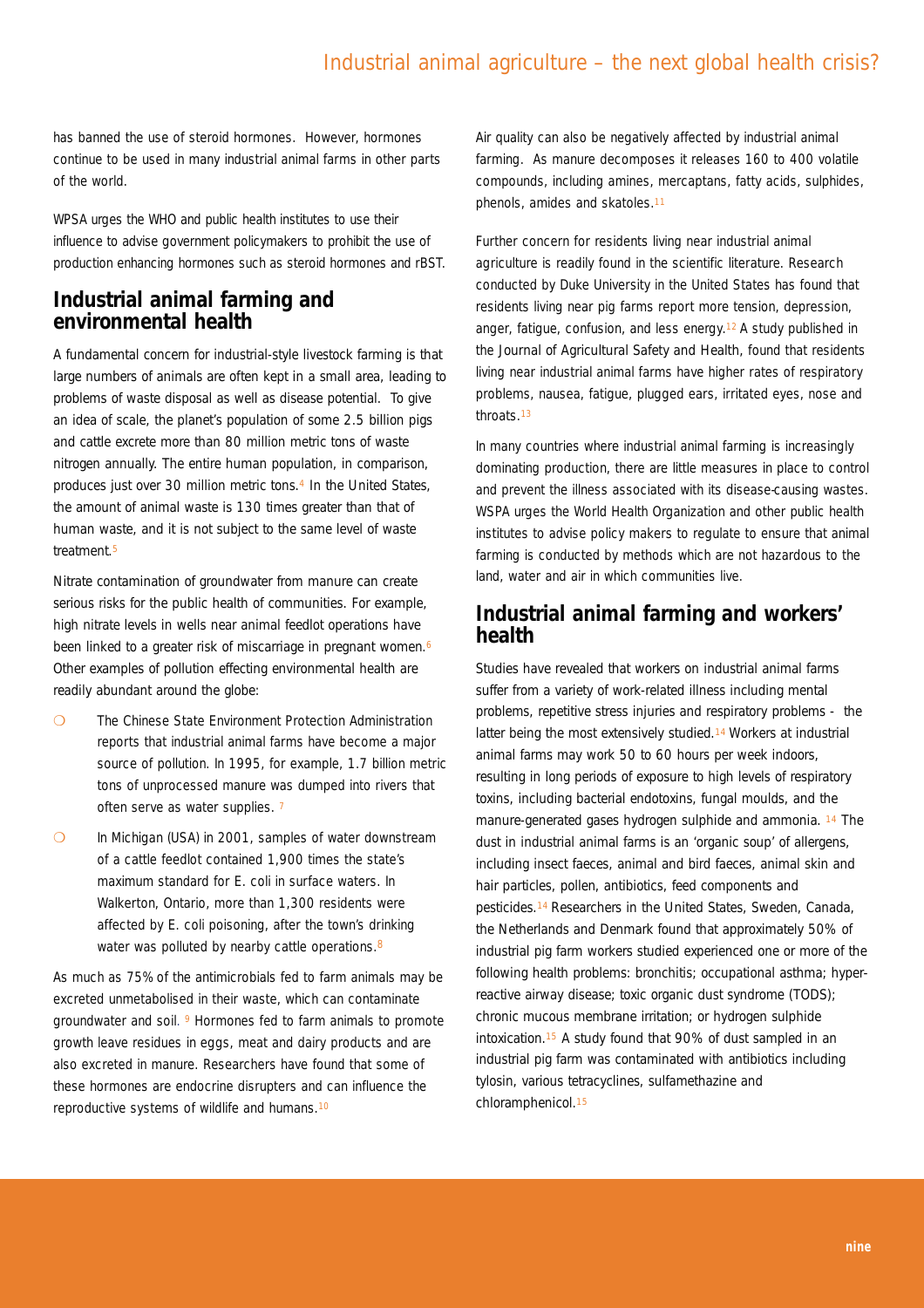has banned the use of steroid hormones. However, hormones continue to be used in many industrial animal farms in other parts of the world.

WPSA urges the WHO and public health institutes to use their influence to advise government policymakers to prohibit the use of production enhancing hormones such as steroid hormones and rBST.

## Industrial animal farming and environmental health

A fundamental concern for industrial-style livestock farming is that large numbers of animals are often kept in a small area, leading to problems of waste disposal as well as disease potential. To give an idea of scale, the planet's population of some 2.5 billion pigs and cattle excrete more than 80 million metric tons of waste nitrogen annually. The entire human population, in comparison, produces just over 30 million metric tons.[4] In the United States, the amount of animal waste is 130 times greater than that of human waste, and it is not subject to the same level of waste treatment.[5]

Nitrate contamination of groundwater from manure can create serious risks for the public health of communities. For example, high nitrate levels in wells near animal feedlot operations have been linked to a greater risk of miscarriage in pregnant women.[6] Other examples of pollution effecting environmental health are readily abundant around the globe:

- The Chinese State Environment Protection Administration reports that industrial animal farms have become a major source of pollution. In 1995, for example, 1.7 billion metric tons of unprocessed manure was dumped into rivers that often serve as water supplies. [7]
- In Michigan (USA) in 2001, samples of water downstream of a cattle feedlot contained 1,900 times the state's maximum standard for E. coli in surface waters. In Walkerton, Ontario, more than 1,300 residents were affected by E. coli poisoning, after the town's drinking water was polluted by nearby cattle operations.[8]

As much as 75% of the antimicrobials fed to farm animals may be excreted unmetabolised in their waste, which can contaminate groundwater and soil. [9] Hormones fed to farm animals to promote growth leave residues in eggs, meat and dairy products and are also excreted in manure. Researchers have found that some of these hormones are endocrine disrupters and can influence the reproductive systems of wildlife and humans.[10]

Air quality can also be negatively affected by industrial animal farming. As manure decomposes it releases 160 to 400 volatile compounds, including amines, mercaptans, fatty acids, sulphides, phenols, amides and skatoles.[11]

Further concern for residents living near industrial animal agriculture is readily found in the scientific literature. Research conducted by Duke University in the United States has found that residents living near pig farms report more tension, depression, anger, fatigue, confusion, and less energy.[12] A study published in the Journal of Agricultural Safety and Health, found that residents living near industrial animal farms have higher rates of respiratory problems, nausea, fatigue, plugged ears, irritated eyes, nose and throats.[13]

In many countries where industrial animal farming is increasingly dominating production, there are little measures in place to control and prevent the illness associated with its disease-causing wastes. WSPA urges the World Health Organization and other public health institutes to advise policy makers to regulate to ensure that animal farming is conducted by methods which are not hazardous to the land, water and air in which communities live.

## Industrial animal farming and workers' health

Studies have revealed that workers on industrial animal farms suffer from a variety of work-related illness including mental problems, repetitive stress injuries and respiratory problems - the latter being the most extensively studied.[14] Workers at industrial animal farms may work 50 to 60 hours per week indoors, resulting in long periods of exposure to high levels of respiratory toxins, including bacterial endotoxins, fungal moulds, and the manure-generated gases hydrogen sulphide and ammonia. [14] The dust in industrial animal farms is an 'organic soup' of allergens, including insect faeces, animal and bird faeces, animal skin and hair particles, pollen, antibiotics, feed components and pesticides.[14] Researchers in the United States, Sweden, Canada, the Netherlands and Denmark found that approximately 50% of industrial pig farm workers studied experienced one or more of the following health problems: bronchitis; occupational asthma; hyper-reactive airway disease; toxic organic dust syndrome (TODS); chronic mucous membrane irritation; or hydrogen sulphide intoxication.[15] A study found that 90% of dust sampled in an industrial pig farm was contaminated with antibiotics including tylosin, various tetracyclines, sulfamethazine and chloramphenicol.[15]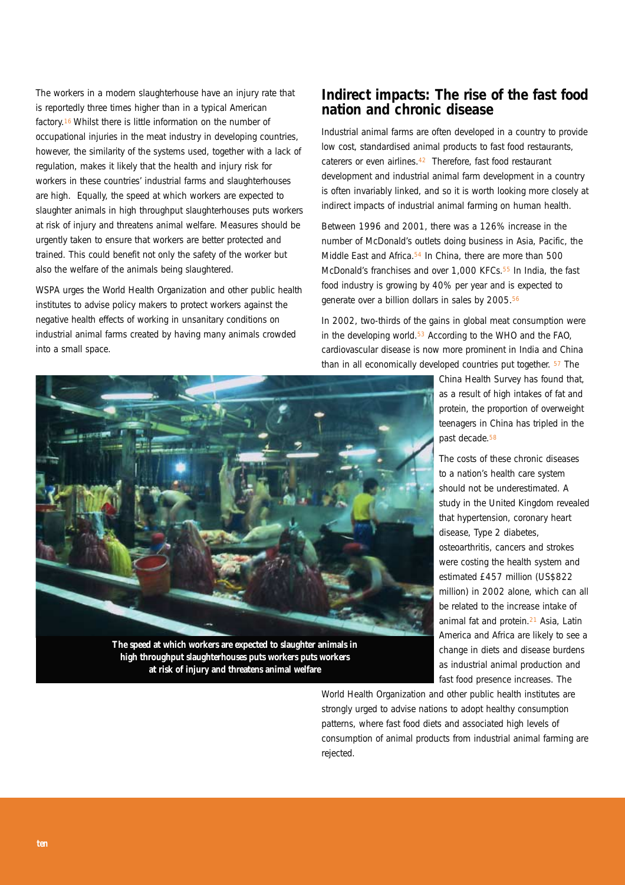The workers in a modern slaughterhouse have an injury rate that is reportedly three times higher than in a typical American factory.[16] Whilst there is little information on the number of occupational injuries in the meat industry in developing countries, however, the similarity of the systems used, together with a lack of regulation, makes it likely that the health and injury risk for workers in these countries' industrial farms and slaughterhouses are high. Equally, the speed at which workers are expected to slaughter animals in high throughput slaughterhouses puts workers at risk of injury and threatens animal welfare. Measures should be urgently taken to ensure that workers are better protected and trained. This could benefit not only the safety of the worker but also the welfare of the animals being slaughtered.

WSPA urges the World Health Organization and other public health institutes to advise policy makers to protect workers against the negative health effects of working in unsanitary conditions on industrial animal farms created by having many animals crowded into a small space.

**The speed at which workers are expected to slaughter animals in high throughput slaughterhouses puts workers puts workers at risk of injury and threatens animal welfare**

## Indirect impacts: The rise of the fast food nation and chronic disease

Industrial animal farms are often developed in a country to provide low cost, standardised animal products to fast food restaurants, caterers or even airlines.[42] Therefore, fast food restaurant development and industrial animal farm development in a country is often invariably linked, and so it is worth looking more closely at indirect impacts of industrial animal farming on human health.

Between 1996 and 2001, there was a 126% increase in the number of McDonald's outlets doing business in Asia, Pacific, the Middle East and Africa.[54] In China, there are more than 500 McDonald's franchises and over 1,000 KFCs.[55] In India, the fast food industry is growing by 40% per year and is expected to generate over a billion dollars in sales by 2005.[56]

In 2002, two-thirds of the gains in global meat consumption were in the developing world.[53] According to the WHO and the FAO, cardiovascular disease is now more prominent in India and China than in all economically developed countries put together. [57] The China Health Survey has found that, as a result of high intakes of fat and protein, the proportion of overweight teenagers in China has tripled in the past decade.[58]

The costs of these chronic diseases to a nation's health care system should not be underestimated. A study in the United Kingdom revealed that hypertension, coronary heart disease, Type 2 diabetes, osteoarthritis, cancers and strokes were costing the health system and estimated £457 million (US$822 million) in 2002 alone, which can all be related to the increase intake of animal fat and protein.[21] Asia, Latin America and Africa are likely to see a change in diets and disease burdens as industrial animal production and fast food presence increases. The World Health Organization and other public health institutes are strongly urged to advise nations to adopt healthy consumption patterns, where fast food diets and associated high levels of consumption of animal products from industrial animal farming are rejected.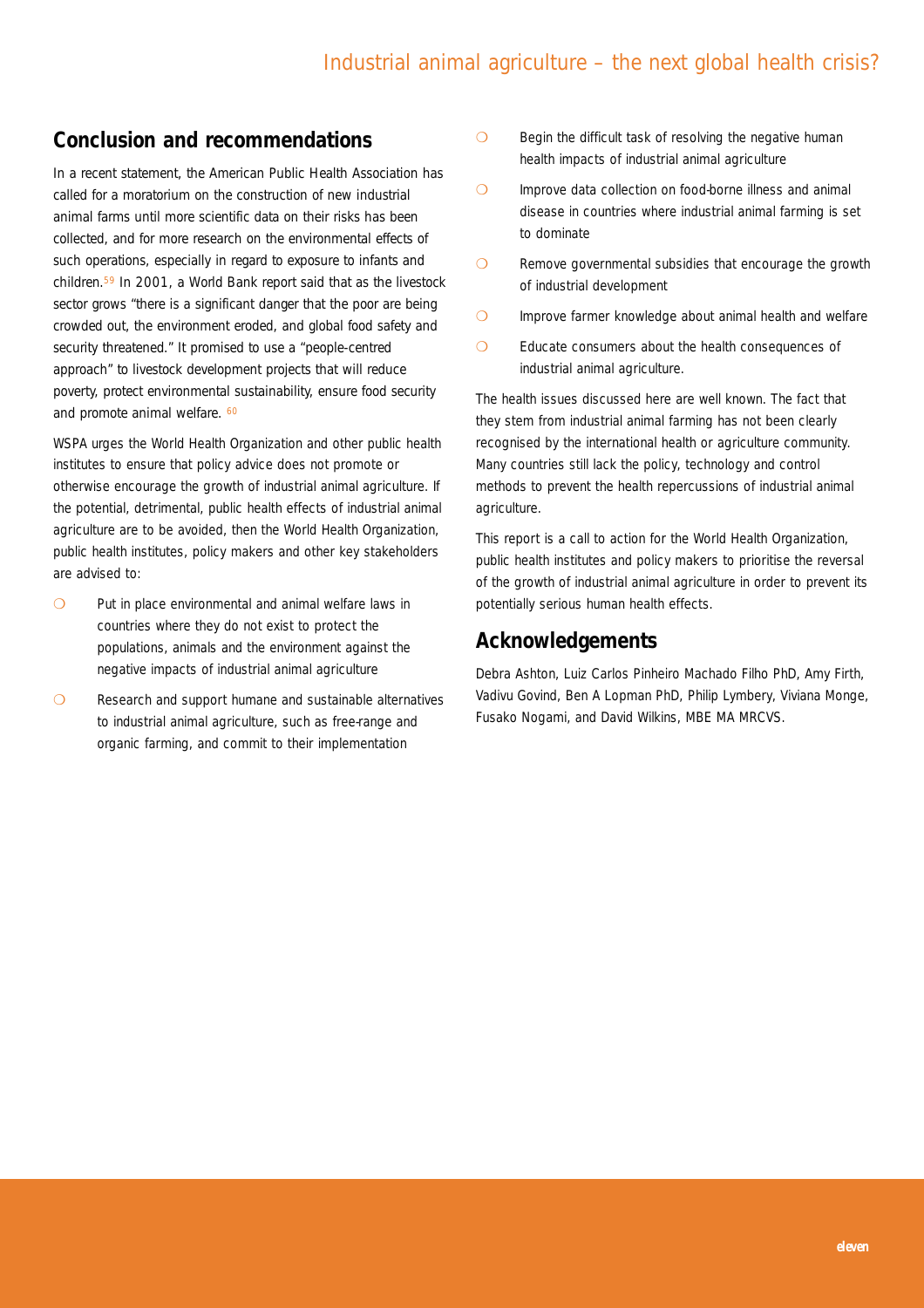## Conclusion and recommendations

In a recent statement, the American Public Health Association has called for a moratorium on the construction of new industrial animal farms until more scientific data on their risks has been collected, and for more research on the environmental effects of such operations, especially in regard to exposure to infants and children.[59] In 2001, a World Bank report said that as the livestock sector grows "there is a significant danger that the poor are being crowded out, the environment eroded, and global food safety and security threatened." It promised to use a "people-centred approach" to livestock development projects that will reduce poverty, protect environmental sustainability, ensure food security and promote animal welfare.[60]

WSPA urges the World Health Organization and other public health institutes to ensure that policy advice does not promote or otherwise encourage the growth of industrial animal agriculture. If the potential, detrimental, public health effects of industrial animal agriculture are to be avoided, then the World Health Organization, public health institutes, policy makers and other key stakeholders are advised to:

- Put in place environmental and animal welfare laws in countries where they do not exist to protect the populations, animals and the environment against the negative impacts of industrial animal agriculture
- Research and support humane and sustainable alternatives to industrial animal agriculture, such as free-range and organic farming, and commit to their implementation
- Begin the difficult task of resolving the negative human health impacts of industrial animal agriculture
- Improve data collection on food-borne illness and animal disease in countries where industrial animal farming is set to dominate
- Remove governmental subsidies that encourage the growth of industrial development
- Improve farmer knowledge about animal health and welfare
- Educate consumers about the health consequences of industrial animal agriculture.

The health issues discussed here are well known. The fact that they stem from industrial animal farming has not been clearly recognised by the international health or agriculture community. Many countries still lack the policy, technology and control methods to prevent the health repercussions of industrial animal agriculture.

This report is a call to action for the World Health Organization, public health institutes and policy makers to prioritise the reversal of the growth of industrial animal agriculture in order to prevent its potentially serious human health effects.

## Acknowledgements

Debra Ashton, Luiz Carlos Pinheiro Machado Filho PhD, Amy Firth, Vadivu Govind, Ben A Lopman PhD, Philip Lymbery, Viviana Monge, Fusako Nogami, and David Wilkins, MBE MA MRCVS.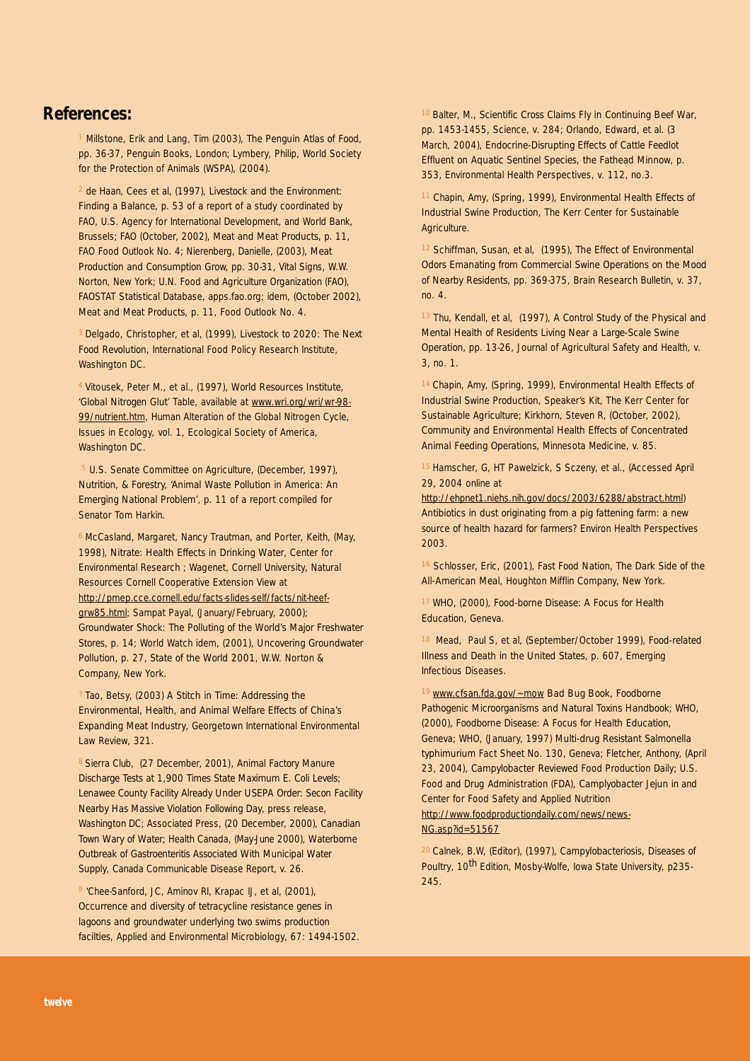## References:

[1] Millstone, Erik and Lang, Tim (2003), The Penguin Atlas of Food, pp. 36-37, Penguin Books, London; Lymbery, Philip, World Society for the Protection of Animals (WSPA), (2004).

[2] de Haan, Cees et al, (1997), Livestock and the Environment: Finding a Balance, p. 53 of a report of a study coordinated by FAO, U.S. Agency for International Development, and World Bank, Brussels; FAO (October, 2002), Meat and Meat Products, p. 11, FAO Food Outlook No. 4; Nierenberg, Danielle, (2003), Meat Production and Consumption Grow, pp. 30-31, Vital Signs, W.W. Norton, New York; U.N. Food and Agriculture Organization (FAO), FAOSTAT Statistical Database, apps.fao.org; idem, (October 2002), Meat and Meat Products, p. 11, Food Outlook No. 4.

[3] Delgado, Christopher, et al, (1999), Livestock to 2020: The Next Food Revolution, International Food Policy Research Institute, Washington DC.

[4] Vitousek, Peter M., et al., (1997), World Resources Institute, 'Global Nitrogen Glut' Table, available at www.wri.org/wri/wr-98-99/nutrient.htm, Human Alteration of the Global Nitrogen Cycle, Issues in Ecology, vol. 1, Ecological Society of America, Washington DC.

[5] U.S. Senate Committee on Agriculture, (December, 1997), Nutrition, & Forestry, 'Animal Waste Pollution in America: An Emerging National Problem', p. 11 of a report compiled for Senator Tom Harkin.

[6] McCasland, Margaret, Nancy Trautman, and Porter, Keith, (May, 1998), Nitrate: Health Effects in Drinking Water, Center for Environmental Research ; Wagenet, Cornell University, Natural Resources Cornell Cooperative Extension View at http://pmep.cce.cornell.edu/facts-slides-self/facts/nit-heef-grw85.html; Sampat Payal, (January/February, 2000); Groundwater Shock: The Polluting of the World's Major Freshwater Stores, p. 14; World Watch idem, (2001), Uncovering Groundwater Pollution, p. 27, State of the World 2001, W.W. Norton & Company, New York.

[7] Tao, Betsy, (2003) A Stitch in Time: Addressing the Environmental, Health, and Animal Welfare Effects of China's Expanding Meat Industry, Georgetown International Environmental Law Review, 321.

[8] Sierra Club, (27 December, 2001), Animal Factory Manure Discharge Tests at 1,900 Times State Maximum E. Coli Levels; Lenawee County Facility Already Under USEPA Order: Secon Facility Nearby Has Massive Violation Following Day, press release, Washington DC; Associated Press, (20 December, 2000), Canadian Town Wary of Water; Health Canada, (May-June 2000), Waterborne Outbreak of Gastroenteritis Associated With Municipal Water Supply, Canada Communicable Disease Report, v. 26.

[9] 'Chee-Sanford, JC, Aminov RI, Krapac IJ, et al, (2001), Occurrence and diversity of tetracycline resistance genes in lagoons and groundwater underlying two swims production facilties, Applied and Environmental Microbiology, 67: 1494-1502.

[10] Balter, M., Scientific Cross Claims Fly in Continuing Beef War, pp. 1453-1455, Science, v. 284; Orlando, Edward, et al. (3 March, 2004), Endocrine-Disrupting Effects of Cattle Feedlot Effluent on Aquatic Sentinel Species, the Fathead Minnow, p. 353, Environmental Health Perspectives, v. 112, no.3.

[11] Chapin, Amy, (Spring, 1999), Environmental Health Effects of Industrial Swine Production, The Kerr Center for Sustainable Agriculture.

[12] Schiffman, Susan, et al, (1995), The Effect of Environmental Odors Emanating from Commercial Swine Operations on the Mood of Nearby Residents, pp. 369-375, Brain Research Bulletin, v. 37, no. 4.

[13] Thu, Kendall, et al, (1997), A Control Study of the Physical and Mental Health of Residents Living Near a Large-Scale Swine Operation, pp. 13-26, Journal of Agricultural Safety and Health, v. 3, no. 1.

[14] Chapin, Amy, (Spring, 1999), Environmental Health Effects of Industrial Swine Production, Speaker's Kit, The Kerr Center for Sustainable Agriculture; Kirkhorn, Steven R, (October, 2002), Community and Environmental Health Effects of Concentrated Animal Feeding Operations, Minnesota Medicine, v. 85.

[15] Hamscher, G, HT Pawelzick, S Sczeny, et al., (Accessed April 29, 2004 online at http://ehpnet1.niehs.nih.gov/docs/2003/6288/abstract.html) Antibiotics in dust originating from a pig fattening farm: a new source of health hazard for farmers? Environ Health Perspectives 2003.

[16] Schlosser, Eric, (2001), Fast Food Nation, The Dark Side of the All-American Meal, Houghton Mifflin Company, New York.

[17] WHO, (2000), Food-borne Disease: A Focus for Health Education, Geneva.

[18] Mead, Paul S, et al, (September/October 1999), Food-related Illness and Death in the United States, p. 607, Emerging Infectious Diseases.

[19] www.cfsan.fda.gov/~mow Bad Bug Book, Foodborne Pathogenic Microorganisms and Natural Toxins Handbook; WHO, (2000), Foodborne Disease: A Focus for Health Education, Geneva; WHO, (January, 1997) Multi-drug Resistant Salmonella typhimurium Fact Sheet No. 130, Geneva; Fletcher, Anthony, (April 23, 2004), Campylobacter Reviewed Food Production Daily; U.S. Food and Drug Administration (FDA), Camplyobacter Jejun in and Center for Food Safety and Applied Nutrition http://www.foodproductiondaily.com/news/news-NG.asp?id=51567

[20] Calnek, B.W, (Editor), (1997), Campylobacteriosis, Diseases of Poultry, 10th Edition, Mosby-Wolfe, Iowa State University, p235-245.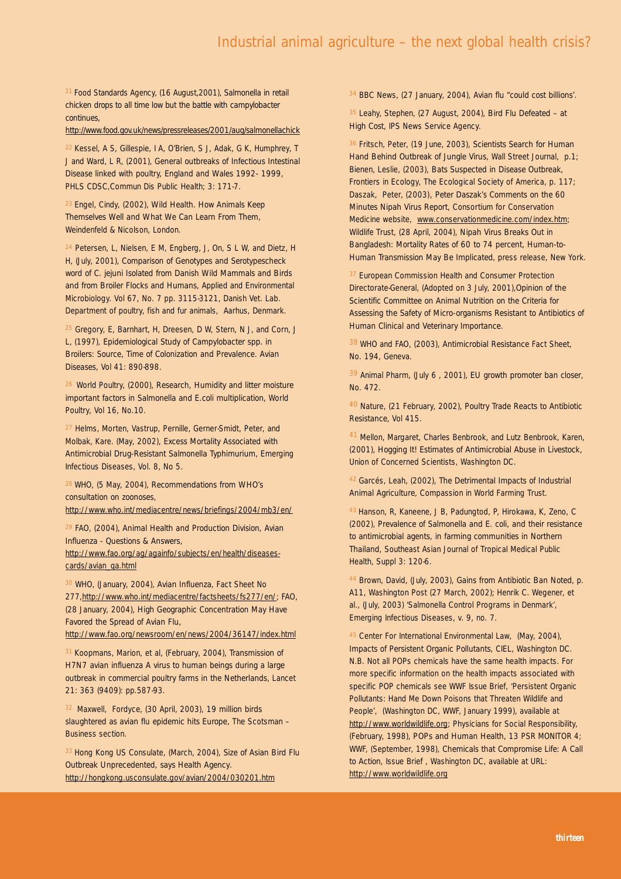[21] Food Standards Agency, (16 August,2001), Salmonella in retail chicken drops to all time low but the battle with campylobacter continues, http://www.food.gov.uk/news/pressreleases/2001/aug/salmonellachick

[22] Kessel, A S, Gillespie, I A, O'Brien, S J, Adak, G K, Humphrey, T J and Ward, L R, (2001), General outbreaks of Infectious Intestinal Disease linked with poultry, England and Wales 1992- 1999, PHLS CDSC,Commun Dis Public Health; 3: 171-7.

[23] Engel, Cindy, (2002), Wild Health. How Animals Keep Themselves Well and What We Can Learn From Them, Weindenfeld & Nicolson, London.

[24] Petersen, L, Nielsen, E M, Engberg, J, On, S L W, and Dietz, H H, (July, 2001), Comparison of Genotypes and Serotypescheck word of C. jejuni Isolated from Danish Wild Mammals and Birds and from Broiler Flocks and Humans, Applied and Environmental Microbiology. Vol 67, No. 7 pp. 3115-3121, Danish Vet. Lab. Department of poultry, fish and fur animals, Aarhus, Denmark.

[25] Gregory, E, Barnhart, H, Dreesen, D W, Stern, N J, and Corn, J L, (1997), Epidemiological Study of Campylobacter spp. in Broilers: Source, Time of Colonization and Prevalence. Avian Diseases, Vol 41: 890-898.

[26] World Poultry, (2000), Research, Humidity and litter moisture important factors in Salmonella and E.coli multiplication, World Poultry, Vol 16, No.10.

[27] Helms, Morten, Vastrup, Pernille, Gerner-Smidt, Peter, and Molbak, Kare. (May, 2002), Excess Mortality Associated with Antimicrobial Drug-Resistant Salmonella Typhimurium, Emerging Infectious Diseases, Vol. 8, No 5.

[28] WHO, (5 May, 2004), Recommendations from WHO's consultation on zoonoses, http://www.who.int/mediacentre/news/briefings/2004/mb3/en/

[29] FAO, (2004), Animal Health and Production Division, Avian Influenza - Questions & Answers, http://www.fao.org/ag/againfo/subjects/en/health/diseases-cards/avian_qa.html

[30] WHO, (January, 2004), Avian Influenza, Fact Sheet No 277,http://www.who.int/mediacentre/factsheets/fs277/en/; FAO, (28 January, 2004), High Geographic Concentration May Have Favored the Spread of Avian Flu, http://www.fao.org/newsroom/en/news/2004/36147/index.html

[31] Koopmans, Marion, et al, (February, 2004), Transmission of H7N7 avian influenza A virus to human beings during a large outbreak in commercial poultry farms in the Netherlands, Lancet 21: 363 (9409): pp.587-93.

[32] Maxwell, Fordyce, (30 April, 2003), 19 million birds slaughtered as avian flu epidemic hits Europe, The Scotsman – Business section.

[33] Hong Kong US Consulate, (March, 2004), Size of Asian Bird Flu Outbreak Unprecedented, says Health Agency. http://hongkong.usconsulate.gov/avian/2004/030201.htm

[34] BBC News, (27 January, 2004), Avian flu "could cost billions'.

[35] Leahy, Stephen, (27 August, 2004), Bird Flu Defeated – at High Cost, IPS News Service Agency.

[36] Fritsch, Peter, (19 June, 2003), Scientists Search for Human Hand Behind Outbreak of Jungle Virus, Wall Street Journal, p.1; Bienen, Leslie, (2003), Bats Suspected in Disease Outbreak, Frontiers in Ecology, The Ecological Society of America, p. 117; Daszak, Peter, (2003), Peter Daszak's Comments on the 60 Minutes Nipah Virus Report, Consortium for Conservation Medicine website, www.conservationmedicine.com/index.htm; Wildlife Trust, (28 April, 2004), Nipah Virus Breaks Out in Bangladesh: Mortality Rates of 60 to 74 percent, Human-to-Human Transmission May Be Implicated, press release, New York.

[37] European Commission Health and Consumer Protection Directorate-General, (Adopted on 3 July, 2001),Opinion of the Scientific Committee on Animal Nutrition on the Criteria for Assessing the Safety of Micro-organisms Resistant to Antibiotics of Human Clinical and Veterinary Importance.

[38] WHO and FAO, (2003), Antimicrobial Resistance Fact Sheet, No. 194, Geneva.

[39] Animal Pharm, (July 6 , 2001), EU growth promoter ban closer, No. 472.

[40] Nature, (21 February, 2002), Poultry Trade Reacts to Antibiotic Resistance, Vol 415.

[41] Mellon, Margaret, Charles Benbrook, and Lutz Benbrook, Karen, (2001), Hogging It! Estimates of Antimicrobial Abuse in Livestock, Union of Concerned Scientists, Washington DC.

[42] Garcés, Leah, (2002), The Detrimental Impacts of Industrial Animal Agriculture, Compassion in World Farming Trust.

[43] Hanson, R, Kaneene, J B, Padungtod, P, Hirokawa, K, Zeno, C (2002), Prevalence of Salmonella and E. coli, and their resistance to antimicrobial agents, in farming communities in Northern Thailand, Southeast Asian Journal of Tropical Medical Public Health, Suppl 3: 120-6.

[44] Brown, David, (July, 2003), Gains from Antibiotic Ban Noted, p. A11, Washington Post (27 March, 2002); Henrik C. Wegener, et al., (July, 2003) 'Salmonella Control Programs in Denmark', Emerging Infectious Diseases, v. 9, no. 7.

[45] Center For International Environmental Law, (May, 2004), Impacts of Persistent Organic Pollutants, CIEL, Washington DC. N.B. Not all POPs chemicals have the same health impacts. For more specific information on the health impacts associated with specific POP chemicals see WWF Issue Brief, 'Persistent Organic Pollutants: Hand Me Down Poisons that Threaten Wildlife and People', (Washington DC, WWF, January 1999), available at http://www.worldwildlife.org; Physicians for Social Responsibility, (February, 1998), POPs and Human Health, 13 PSR MONITOR 4; WWF, (September, 1998), Chemicals that Compromise Life: A Call to Action, Issue Brief , Washington DC, available at URL: http://www.worldwildlife.org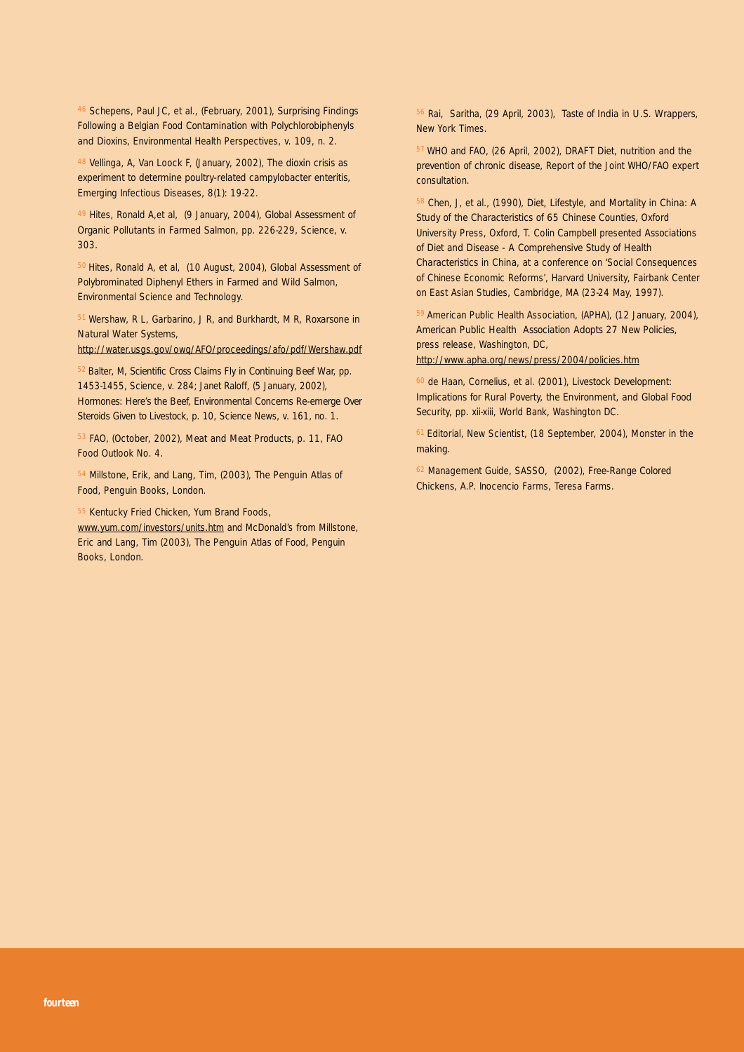[46] Schepens, Paul JC, et al., (February, 2001), Surprising Findings Following a Belgian Food Contamination with Polychlorobiphenyls and Dioxins, Environmental Health Perspectives, v. 109, n. 2.

[48] Vellinga, A, Van Loock F, (January, 2002), The dioxin crisis as experiment to determine poultry-related campylobacter enteritis, Emerging Infectious Diseases, 8(1): 19-22.

[49] Hites, Ronald A,et al, (9 January, 2004), Global Assessment of Organic Pollutants in Farmed Salmon, pp. 226-229, Science, v. 303.

[50] Hites, Ronald A, et al, (10 August, 2004), Global Assessment of Polybrominated Diphenyl Ethers in Farmed and Wild Salmon, Environmental Science and Technology.

[51] Wershaw, R L, Garbarino, J R, and Burkhardt, M R, Roxarsone in Natural Water Systems, http://water.usgs.gov/owq/AFO/proceedings/afo/pdf/Wershaw.pdf

[52] Balter, M, Scientific Cross Claims Fly in Continuing Beef War, pp. 1453-1455, Science, v. 284; Janet Raloff, (5 January, 2002), Hormones: Here's the Beef, Environmental Concerns Re-emerge Over Steroids Given to Livestock, p. 10, Science News, v. 161, no. 1.

[53] FAO, (October, 2002), Meat and Meat Products, p. 11, FAO Food Outlook No. 4.

[54] Millstone, Erik, and Lang, Tim, (2003), The Penguin Atlas of Food, Penguin Books, London.

[55] Kentucky Fried Chicken, Yum Brand Foods, www.yum.com/investors/units.htm and McDonald's from Millstone, Eric and Lang, Tim (2003), The Penguin Atlas of Food, Penguin Books, London.

[56] Rai, Saritha, (29 April, 2003), Taste of India in U.S. Wrappers, New York Times.

[57] WHO and FAO, (26 April, 2002), DRAFT Diet, nutrition and the prevention of chronic disease, Report of the Joint WHO/FAO expert consultation.

[58] Chen, J, et al., (1990), Diet, Lifestyle, and Mortality in China: A Study of the Characteristics of 65 Chinese Counties, Oxford University Press, Oxford, T. Colin Campbell presented Associations of Diet and Disease - A Comprehensive Study of Health Characteristics in China, at a conference on 'Social Consequences of Chinese Economic Reforms', Harvard University, Fairbank Center on East Asian Studies, Cambridge, MA (23-24 May, 1997).

[59] American Public Health Association, (APHA), (12 January, 2004), American Public Health Association Adopts 27 New Policies, press release, Washington, DC, http://www.apha.org/news/press/2004/policies.htm

[60] de Haan, Cornelius, et al. (2001), Livestock Development: Implications for Rural Poverty, the Environment, and Global Food Security, pp. xii-xiii, World Bank, Washington DC.

[61] Editorial, New Scientist, (18 September, 2004), Monster in the making.

[62] Management Guide, SASSO, (2002), Free-Range Colored Chickens, A.P. Inocencio Farms, Teresa Farms.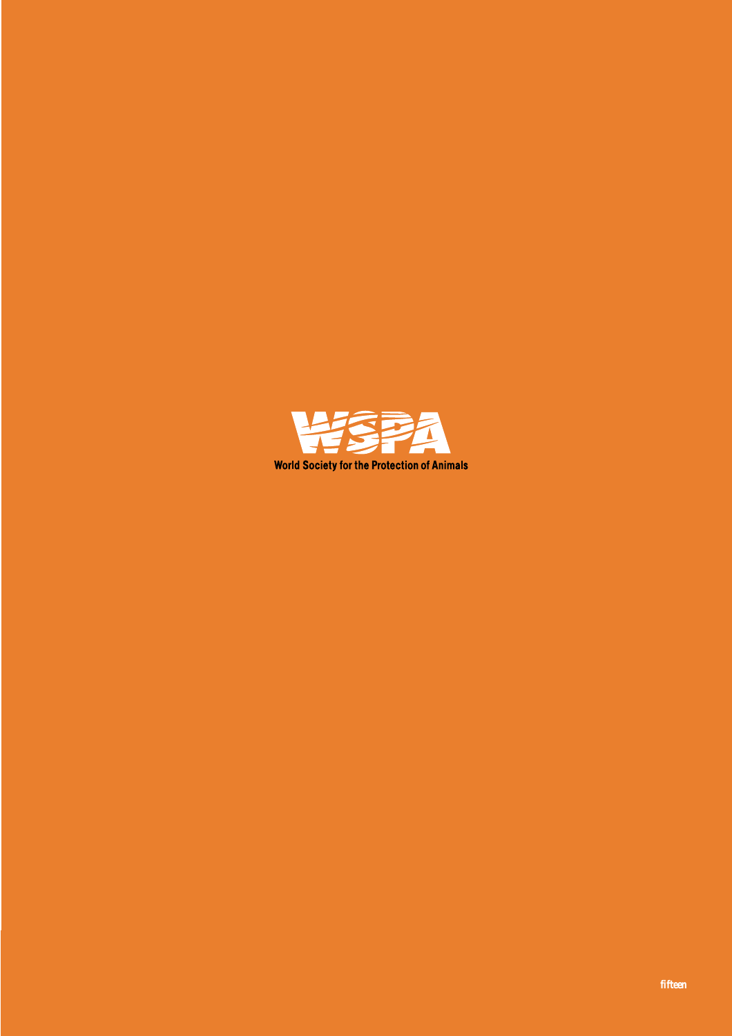WSPA

World Society for the Protection of Animals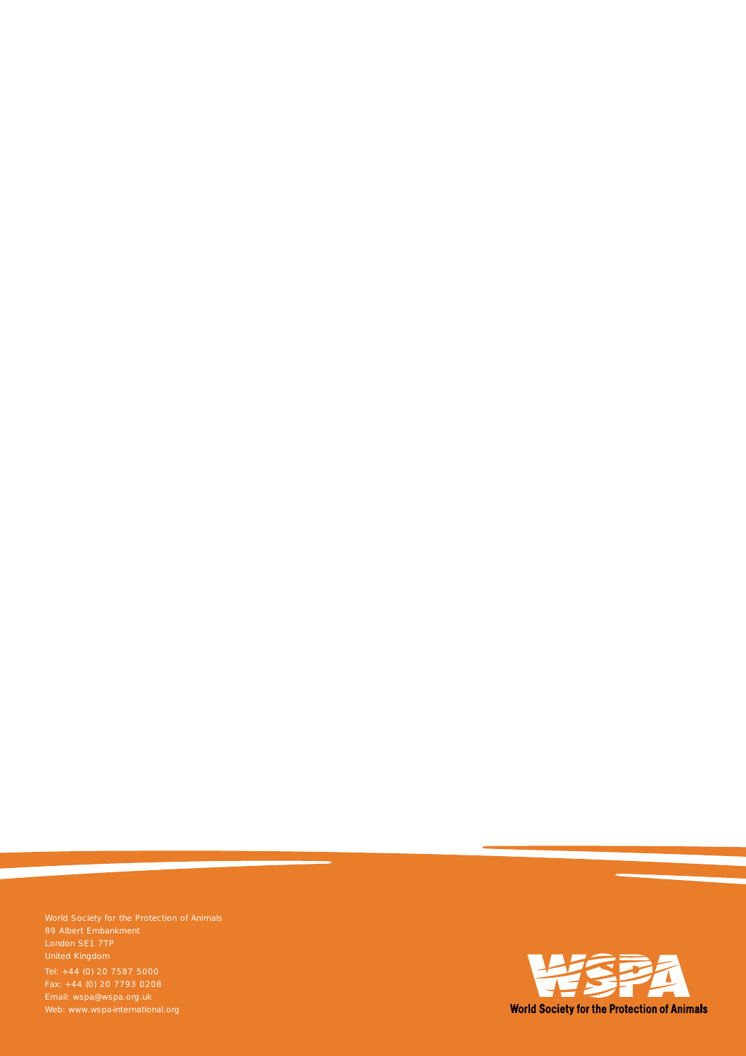World Society for the Protection of Animals
89 Albert Embankment
London SE1 7TP
United Kingdom

Tel: +44 (0) 20 7587 5000
Fax: +44 (0) 20 7793 0208
Email: wspa@wspa.org.uk
Web: www.wspa-international.org

WSPA
World Society for the Protection of Animals